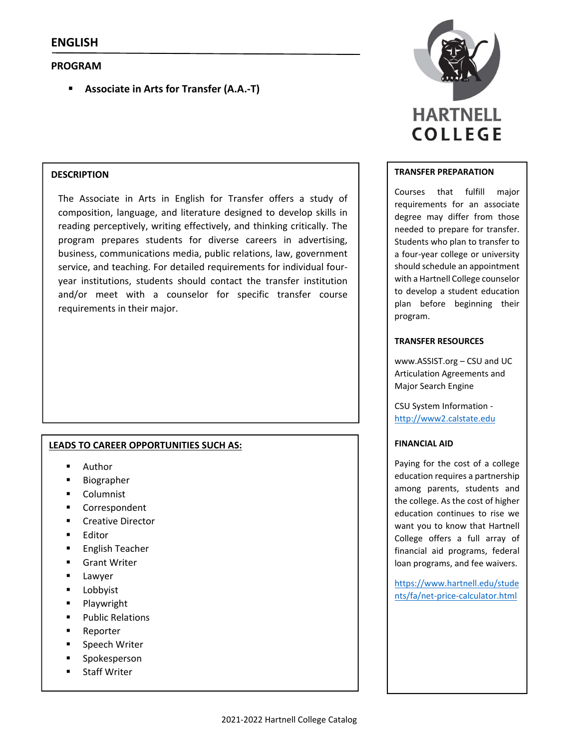# ENGLISH

## PROGRAM

- **Associate in Arts for Transfer (A.A.-T)**

HARTNELL COLLEGE

### DESCRIPTION

The Associate in Arts in English for Transfer offers a study of composition, language, and literature designed to develop skills in reading perceptively, writing effectively, and thinking critically. The program prepares students for diverse careers in advertising, business, communications media, public relations, law, government service, and teaching. For detailed requirements for individual four-year institutions, students should contact the transfer institution and/or meet with a counselor for specific transfer course requirements in their major.

### LEADS TO CAREER OPPORTUNITIES SUCH AS:

- Author
- Biographer
- Columnist
- Correspondent
- Creative Director
- Editor
- English Teacher
- Grant Writer
- Lawyer
- Lobbyist
- Playwright
- Public Relations
- Reporter
- Speech Writer
- Spokesperson
- Staff Writer

### TRANSFER PREPARATION

Courses that fulfill major requirements for an associate degree may differ from those needed to prepare for transfer. Students who plan to transfer to a four-year college or university should schedule an appointment with a Hartnell College counselor to develop a student education plan before beginning their program.

### TRANSFER RESOURCES

www.ASSIST.org – CSU and UC Articulation Agreements and Major Search Engine

CSU System Information - http://www2.calstate.edu

### FINANCIAL AID

Paying for the cost of a college education requires a partnership among parents, students and the college. As the cost of higher education continues to rise we want you to know that Hartnell College offers a full array of financial aid programs, federal loan programs, and fee waivers.

https://www.hartnell.edu/students/fa/net-price-calculator.html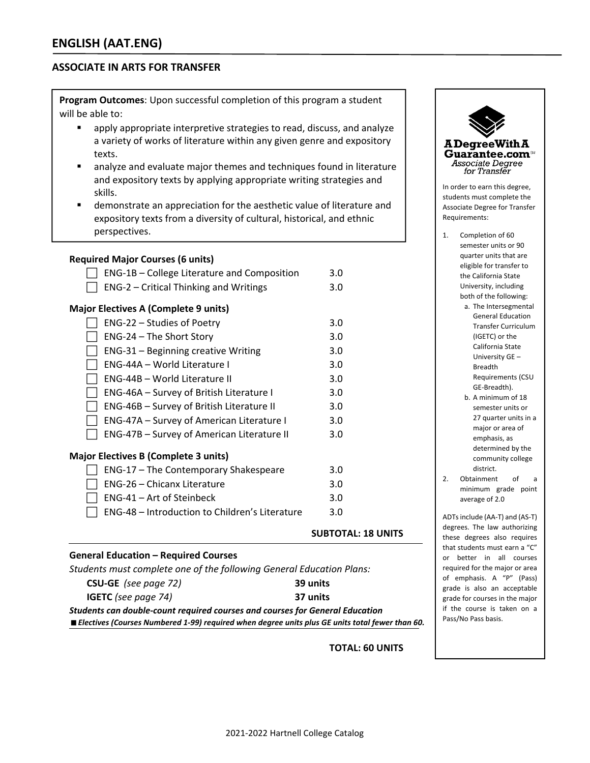# ENGLISH (AAT.ENG)

## ASSOCIATE IN ARTS FOR TRANSFER

**Program Outcomes**: Upon successful completion of this program a student will be able to:

- apply appropriate interpretive strategies to read, discuss, and analyze a variety of works of literature within any given genre and expository texts.
- analyze and evaluate major themes and techniques found in literature and expository texts by applying appropriate writing strategies and skills.
- demonstrate an appreciation for the aesthetic value of literature and expository texts from a diversity of cultural, historical, and ethnic perspectives.

**Required Major Courses (6 units)**

| | |
|---|---|
| ☐ ENG-1B – College Literature and Composition | 3.0 |
| ☐ ENG-2 – Critical Thinking and Writings | 3.0 |

**Major Electives A (Complete 9 units)**

| | |
|---|---|
| ☐ ENG-22 – Studies of Poetry | 3.0 |
| ☐ ENG-24 – The Short Story | 3.0 |
| ☐ ENG-31 – Beginning creative Writing | 3.0 |
| ☐ ENG-44A – World Literature I | 3.0 |
| ☐ ENG-44B – World Literature II | 3.0 |
| ☐ ENG-46A – Survey of British Literature I | 3.0 |
| ☐ ENG-46B – Survey of British Literature II | 3.0 |
| ☐ ENG-47A – Survey of American Literature I | 3.0 |
| ☐ ENG-47B – Survey of American Literature II | 3.0 |

**Major Electives B (Complete 3 units)**

| | |
|---|---|
| ☐ ENG-17 – The Contemporary Shakespeare | 3.0 |
| ☐ ENG-26 – Chicanx Literature | 3.0 |
| ☐ ENG-41 – Art of Steinbeck | 3.0 |
| ☐ ENG-48 – Introduction to Children's Literature | 3.0 |

**SUBTOTAL: 18 UNITS**

**General Education – Required Courses**

*Students must complete one of the following General Education Plans:*

| | |
|---|---|
| **CSU-GE** *(see page 72)* | **39 units** |
| **IGETC** *(see page 74)* | **37 units** |

***Students can double-count required courses and courses for General Education***

■ ***Electives (Courses Numbered 1-99) required when degree units plus GE units total fewer than 60.***

**TOTAL: 60 UNITS**

A Degree With A Guarantee.com
*Associate Degree for Transfer*

In order to earn this degree, students must complete the Associate Degree for Transfer Requirements:

1. Completion of 60 semester units or 90 quarter units that are eligible for transfer to the California State University, including both of the following:
   a. The Intersegmental General Education Transfer Curriculum (IGETC) or the California State University GE – Breadth Requirements (CSU GE-Breadth).
   b. A minimum of 18 semester units or 27 quarter units in a major or area of emphasis, as determined by the community college district.
2. Obtainment of a minimum grade point average of 2.0

ADTs include (AA-T) and (AS-T) degrees. The law authorizing these degrees also requires that students must earn a "C" or better in all courses required for the major or area of emphasis. A "P" (Pass) grade is also an acceptable grade for courses in the major if the course is taken on a Pass/No Pass basis.